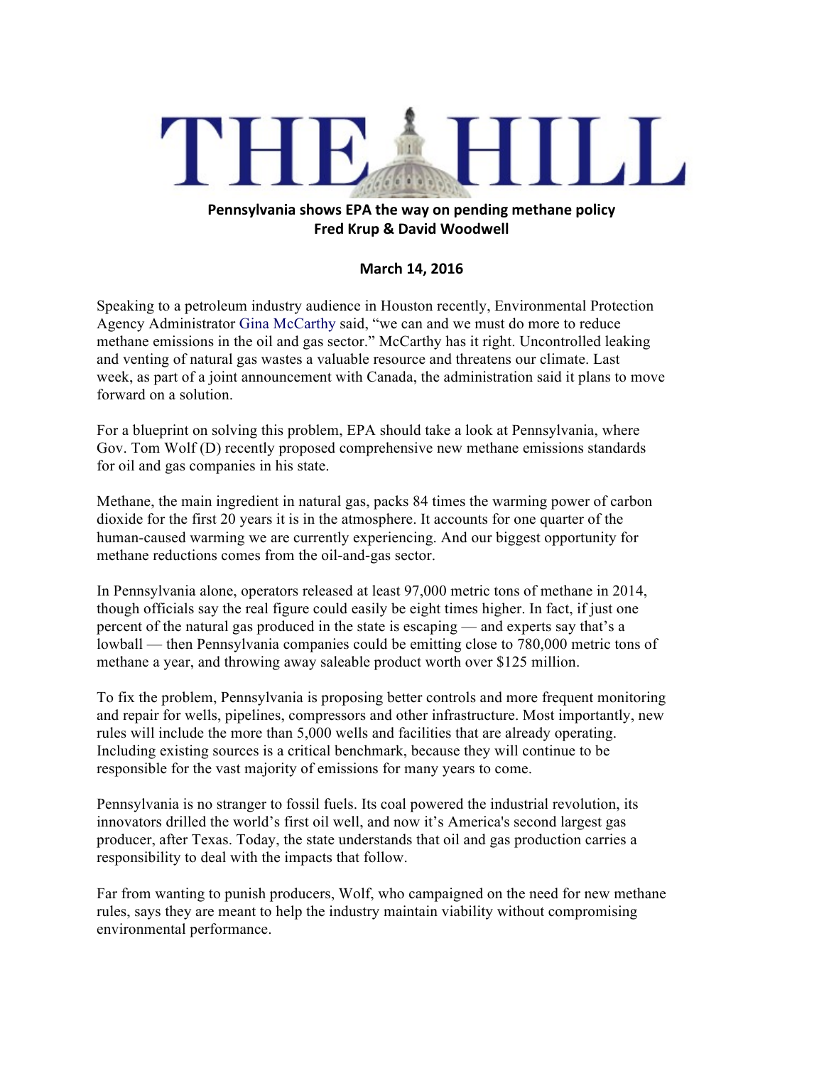# THE HILL

**Pennsylvania shows EPA the way on pending methane policy**
**Fred Krup & David Woodwell**

**March 14, 2016**

Speaking to a petroleum industry audience in Houston recently, Environmental Protection Agency Administrator Gina McCarthy said, “we can and we must do more to reduce methane emissions in the oil and gas sector.” McCarthy has it right. Uncontrolled leaking and venting of natural gas wastes a valuable resource and threatens our climate. Last week, as part of a joint announcement with Canada, the administration said it plans to move forward on a solution.

For a blueprint on solving this problem, EPA should take a look at Pennsylvania, where Gov. Tom Wolf (D) recently proposed comprehensive new methane emissions standards for oil and gas companies in his state.

Methane, the main ingredient in natural gas, packs 84 times the warming power of carbon dioxide for the first 20 years it is in the atmosphere. It accounts for one quarter of the human-caused warming we are currently experiencing. And our biggest opportunity for methane reductions comes from the oil-and-gas sector.

In Pennsylvania alone, operators released at least 97,000 metric tons of methane in 2014, though officials say the real figure could easily be eight times higher. In fact, if just one percent of the natural gas produced in the state is escaping — and experts say that’s a lowball — then Pennsylvania companies could be emitting close to 780,000 metric tons of methane a year, and throwing away saleable product worth over $125 million.

To fix the problem, Pennsylvania is proposing better controls and more frequent monitoring and repair for wells, pipelines, compressors and other infrastructure. Most importantly, new rules will include the more than 5,000 wells and facilities that are already operating. Including existing sources is a critical benchmark, because they will continue to be responsible for the vast majority of emissions for many years to come.

Pennsylvania is no stranger to fossil fuels. Its coal powered the industrial revolution, its innovators drilled the world’s first oil well, and now it’s America's second largest gas producer, after Texas. Today, the state understands that oil and gas production carries a responsibility to deal with the impacts that follow.

Far from wanting to punish producers, Wolf, who campaigned on the need for new methane rules, says they are meant to help the industry maintain viability without compromising environmental performance.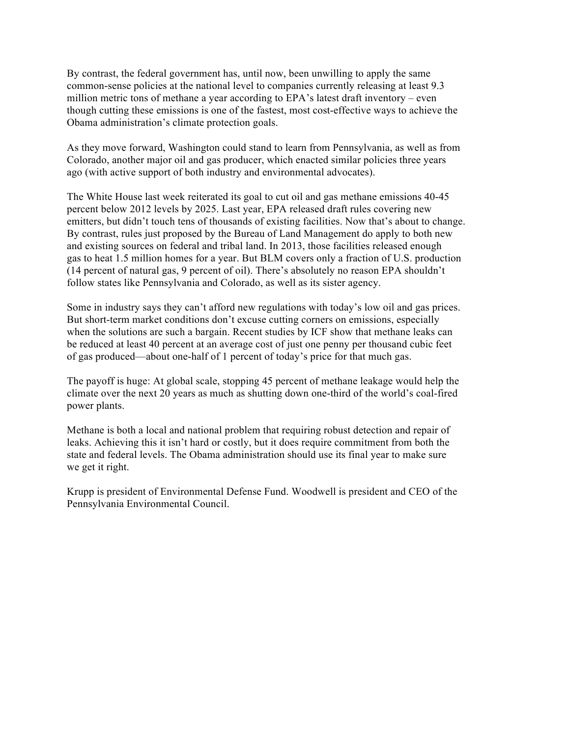By contrast, the federal government has, until now, been unwilling to apply the same common-sense policies at the national level to companies currently releasing at least 9.3 million metric tons of methane a year according to EPA's latest draft inventory – even though cutting these emissions is one of the fastest, most cost-effective ways to achieve the Obama administration's climate protection goals.

As they move forward, Washington could stand to learn from Pennsylvania, as well as from Colorado, another major oil and gas producer, which enacted similar policies three years ago (with active support of both industry and environmental advocates).

The White House last week reiterated its goal to cut oil and gas methane emissions 40-45 percent below 2012 levels by 2025. Last year, EPA released draft rules covering new emitters, but didn't touch tens of thousands of existing facilities. Now that's about to change. By contrast, rules just proposed by the Bureau of Land Management do apply to both new and existing sources on federal and tribal land. In 2013, those facilities released enough gas to heat 1.5 million homes for a year. But BLM covers only a fraction of U.S. production (14 percent of natural gas, 9 percent of oil). There's absolutely no reason EPA shouldn't follow states like Pennsylvania and Colorado, as well as its sister agency.

Some in industry says they can't afford new regulations with today's low oil and gas prices. But short-term market conditions don't excuse cutting corners on emissions, especially when the solutions are such a bargain. Recent studies by ICF show that methane leaks can be reduced at least 40 percent at an average cost of just one penny per thousand cubic feet of gas produced—about one-half of 1 percent of today's price for that much gas.

The payoff is huge: At global scale, stopping 45 percent of methane leakage would help the climate over the next 20 years as much as shutting down one-third of the world's coal-fired power plants.

Methane is both a local and national problem that requiring robust detection and repair of leaks. Achieving this it isn't hard or costly, but it does require commitment from both the state and federal levels. The Obama administration should use its final year to make sure we get it right.

Krupp is president of Environmental Defense Fund. Woodwell is president and CEO of the Pennsylvania Environmental Council.